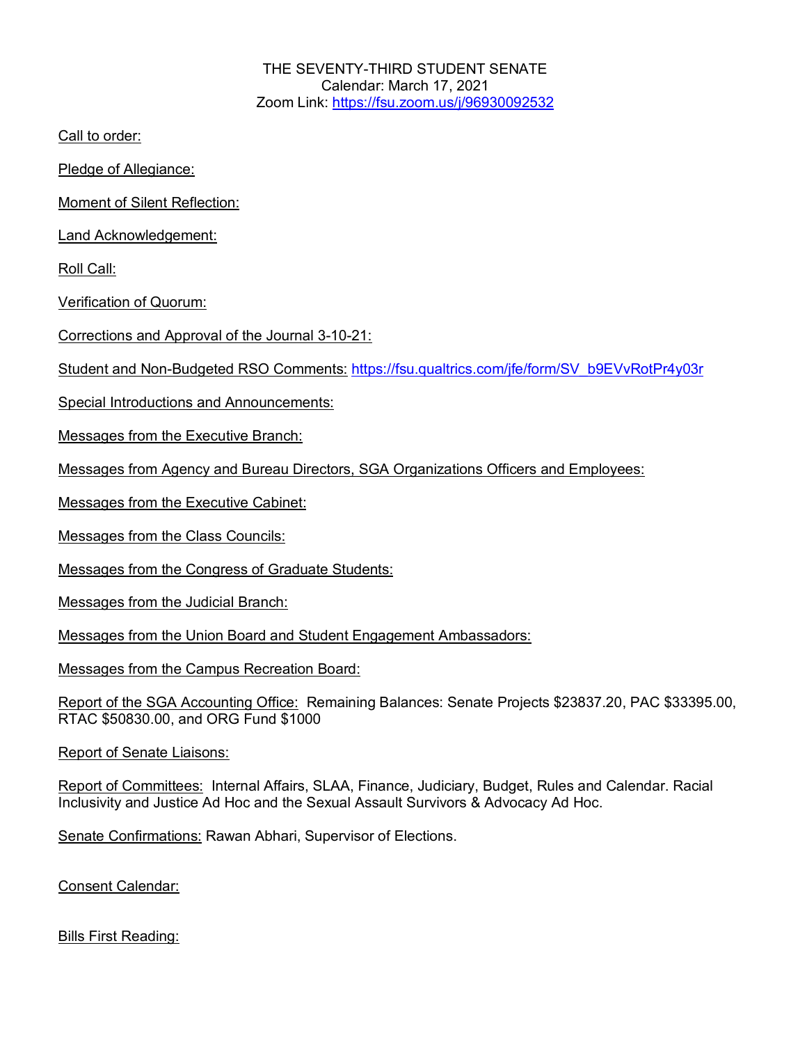# THE SEVENTY-THIRD STUDENT SENATE
Calendar: March 17, 2021
Zoom Link: https://fsu.zoom.us/j/96930092532

Call to order:

Pledge of Allegiance:

Moment of Silent Reflection:

Land Acknowledgement:

Roll Call:

Verification of Quorum:

Corrections and Approval of the Journal 3-10-21:

Student and Non-Budgeted RSO Comments: https://fsu.qualtrics.com/jfe/form/SV_b9EVvRotPr4y03r

Special Introductions and Announcements:

Messages from the Executive Branch:

Messages from Agency and Bureau Directors, SGA Organizations Officers and Employees:

Messages from the Executive Cabinet:

Messages from the Class Councils:

Messages from the Congress of Graduate Students:

Messages from the Judicial Branch:

Messages from the Union Board and Student Engagement Ambassadors:

Messages from the Campus Recreation Board:

Report of the SGA Accounting Office: Remaining Balances: Senate Projects $23837.20, PAC $33395.00, RTAC $50830.00, and ORG Fund $1000

Report of Senate Liaisons:

Report of Committees: Internal Affairs, SLAA, Finance, Judiciary, Budget, Rules and Calendar. Racial Inclusivity and Justice Ad Hoc and the Sexual Assault Survivors & Advocacy Ad Hoc.

Senate Confirmations: Rawan Abhari, Supervisor of Elections.

Consent Calendar:

Bills First Reading: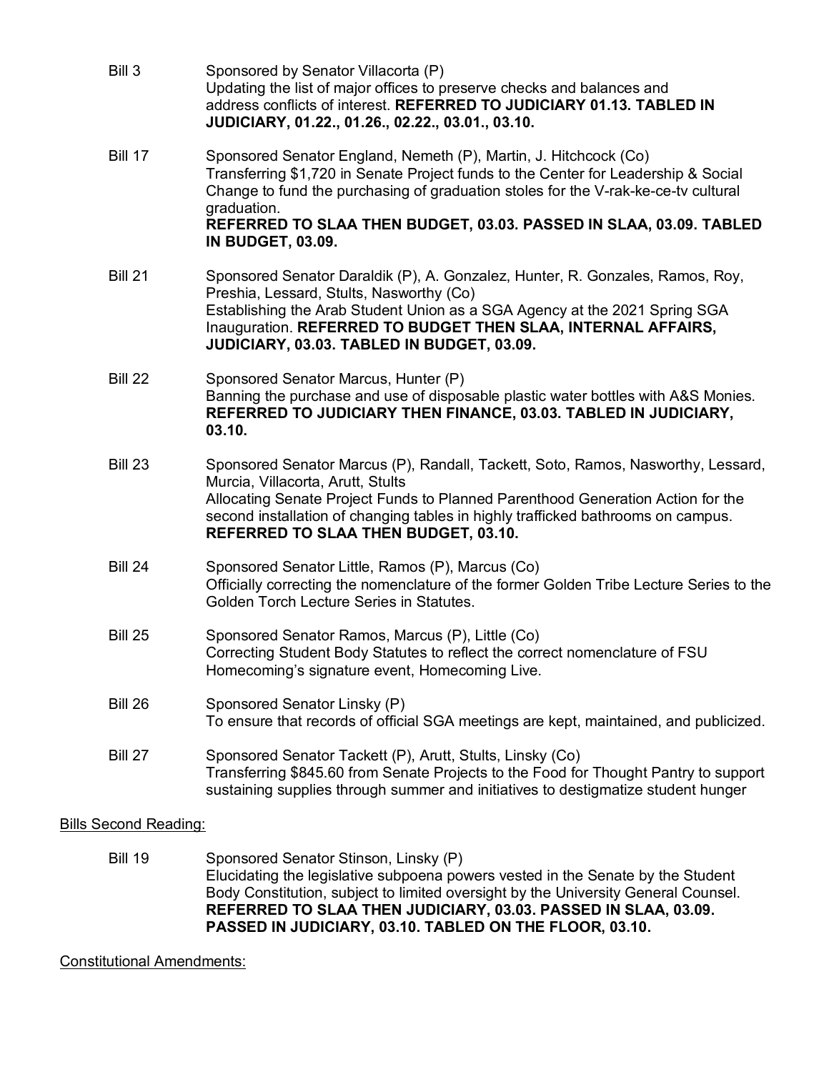Bill 3 Sponsored by Senator Villacorta (P)
Updating the list of major offices to preserve checks and balances and address conflicts of interest. **REFERRED TO JUDICIARY 01.13. TABLED IN JUDICIARY, 01.22., 01.26., 02.22., 03.01., 03.10.**

Bill 17 Sponsored Senator England, Nemeth (P), Martin, J. Hitchcock (Co)
Transferring $1,720 in Senate Project funds to the Center for Leadership & Social Change to fund the purchasing of graduation stoles for the V-rak-ke-ce-tv cultural graduation.
**REFERRED TO SLAA THEN BUDGET, 03.03. PASSED IN SLAA, 03.09. TABLED IN BUDGET, 03.09.**

Bill 21 Sponsored Senator Daraldik (P), A. Gonzalez, Hunter, R. Gonzales, Ramos, Roy, Preshia, Lessard, Stults, Nasworthy (Co)
Establishing the Arab Student Union as a SGA Agency at the 2021 Spring SGA Inauguration. **REFERRED TO BUDGET THEN SLAA, INTERNAL AFFAIRS, JUDICIARY, 03.03. TABLED IN BUDGET, 03.09.**

Bill 22 Sponsored Senator Marcus, Hunter (P)
Banning the purchase and use of disposable plastic water bottles with A&S Monies. **REFERRED TO JUDICIARY THEN FINANCE, 03.03. TABLED IN JUDICIARY, 03.10.**

Bill 23 Sponsored Senator Marcus (P), Randall, Tackett, Soto, Ramos, Nasworthy, Lessard, Murcia, Villacorta, Arutt, Stults
Allocating Senate Project Funds to Planned Parenthood Generation Action for the second installation of changing tables in highly trafficked bathrooms on campus. **REFERRED TO SLAA THEN BUDGET, 03.10.**

Bill 24 Sponsored Senator Little, Ramos (P), Marcus (Co)
Officially correcting the nomenclature of the former Golden Tribe Lecture Series to the Golden Torch Lecture Series in Statutes.

Bill 25 Sponsored Senator Ramos, Marcus (P), Little (Co)
Correcting Student Body Statutes to reflect the correct nomenclature of FSU Homecoming's signature event, Homecoming Live.

Bill 26 Sponsored Senator Linsky (P)
To ensure that records of official SGA meetings are kept, maintained, and publicized.

Bill 27 Sponsored Senator Tackett (P), Arutt, Stults, Linsky (Co)
Transferring $845.60 from Senate Projects to the Food for Thought Pantry to support sustaining supplies through summer and initiatives to destigmatize student hunger

Bills Second Reading:

Bill 19 Sponsored Senator Stinson, Linsky (P)
Elucidating the legislative subpoena powers vested in the Senate by the Student Body Constitution, subject to limited oversight by the University General Counsel. **REFERRED TO SLAA THEN JUDICIARY, 03.03. PASSED IN SLAA, 03.09. PASSED IN JUDICIARY, 03.10. TABLED ON THE FLOOR, 03.10.**

Constitutional Amendments: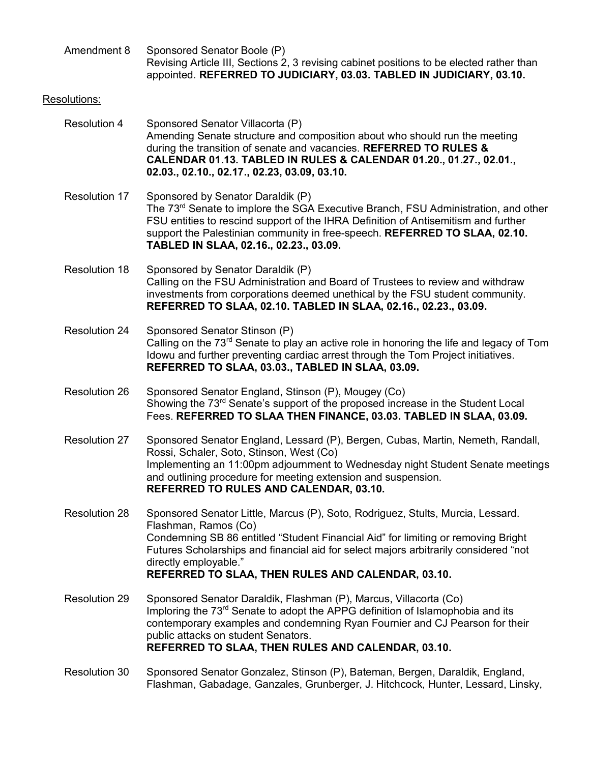Amendment 8 Sponsored Senator Boole (P)
Revising Article III, Sections 2, 3 revising cabinet positions to be elected rather than appointed. **REFERRED TO JUDICIARY, 03.03. TABLED IN JUDICIARY, 03.10.**

Resolutions:

Resolution 4 Sponsored Senator Villacorta (P)
Amending Senate structure and composition about who should run the meeting during the transition of senate and vacancies. **REFERRED TO RULES & CALENDAR 01.13. TABLED IN RULES & CALENDAR 01.20., 01.27., 02.01., 02.03., 02.10., 02.17., 02.23, 03.09, 03.10.**

Resolution 17 Sponsored by Senator Daraldik (P)
The 73rd Senate to implore the SGA Executive Branch, FSU Administration, and other FSU entities to rescind support of the IHRA Definition of Antisemitism and further support the Palestinian community in free-speech. **REFERRED TO SLAA, 02.10. TABLED IN SLAA, 02.16., 02.23., 03.09.**

Resolution 18 Sponsored by Senator Daraldik (P)
Calling on the FSU Administration and Board of Trustees to review and withdraw investments from corporations deemed unethical by the FSU student community. **REFERRED TO SLAA, 02.10. TABLED IN SLAA, 02.16., 02.23., 03.09.**

Resolution 24 Sponsored Senator Stinson (P)
Calling on the 73rd Senate to play an active role in honoring the life and legacy of Tom Idowu and further preventing cardiac arrest through the Tom Project initiatives. **REFERRED TO SLAA, 03.03., TABLED IN SLAA, 03.09.**

Resolution 26 Sponsored Senator England, Stinson (P), Mougey (Co)
Showing the 73rd Senate's support of the proposed increase in the Student Local Fees. **REFERRED TO SLAA THEN FINANCE, 03.03. TABLED IN SLAA, 03.09.**

Resolution 27 Sponsored Senator England, Lessard (P), Bergen, Cubas, Martin, Nemeth, Randall, Rossi, Schaler, Soto, Stinson, West (Co)
Implementing an 11:00pm adjournment to Wednesday night Student Senate meetings and outlining procedure for meeting extension and suspension.
**REFERRED TO RULES AND CALENDAR, 03.10.**

Resolution 28 Sponsored Senator Little, Marcus (P), Soto, Rodriguez, Stults, Murcia, Lessard. Flashman, Ramos (Co)
Condemning SB 86 entitled "Student Financial Aid" for limiting or removing Bright Futures Scholarships and financial aid for select majors arbitrarily considered "not directly employable."
**REFERRED TO SLAA, THEN RULES AND CALENDAR, 03.10.**

Resolution 29 Sponsored Senator Daraldik, Flashman (P), Marcus, Villacorta (Co)
Imploring the 73rd Senate to adopt the APPG definition of Islamophobia and its contemporary examples and condemning Ryan Fournier and CJ Pearson for their public attacks on student Senators.
**REFERRED TO SLAA, THEN RULES AND CALENDAR, 03.10.**

Resolution 30 Sponsored Senator Gonzalez, Stinson (P), Bateman, Bergen, Daraldik, England, Flashman, Gabadage, Ganzales, Grunberger, J. Hitchcock, Hunter, Lessard, Linsky,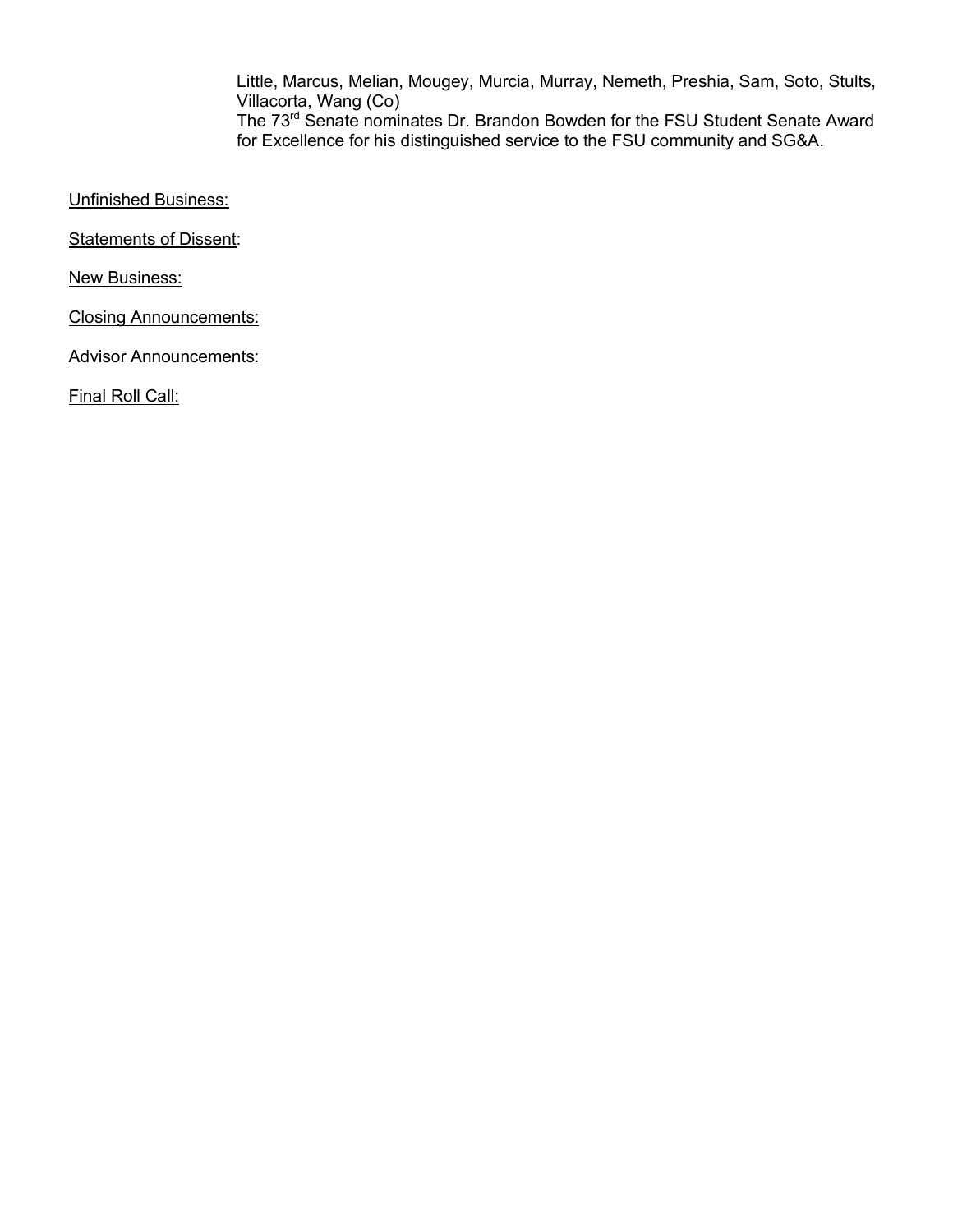Little, Marcus, Melian, Mougey, Murcia, Murray, Nemeth, Preshia, Sam, Soto, Stults, Villacorta, Wang (Co)

The 73rd Senate nominates Dr. Brandon Bowden for the FSU Student Senate Award for Excellence for his distinguished service to the FSU community and SG&A.

<u>Unfinished Business:</u>

<u>Statements of Dissent</u>:

<u>New Business:</u>

<u>Closing Announcements:</u>

<u>Advisor Announcements:</u>

<u>Final Roll Call:</u>